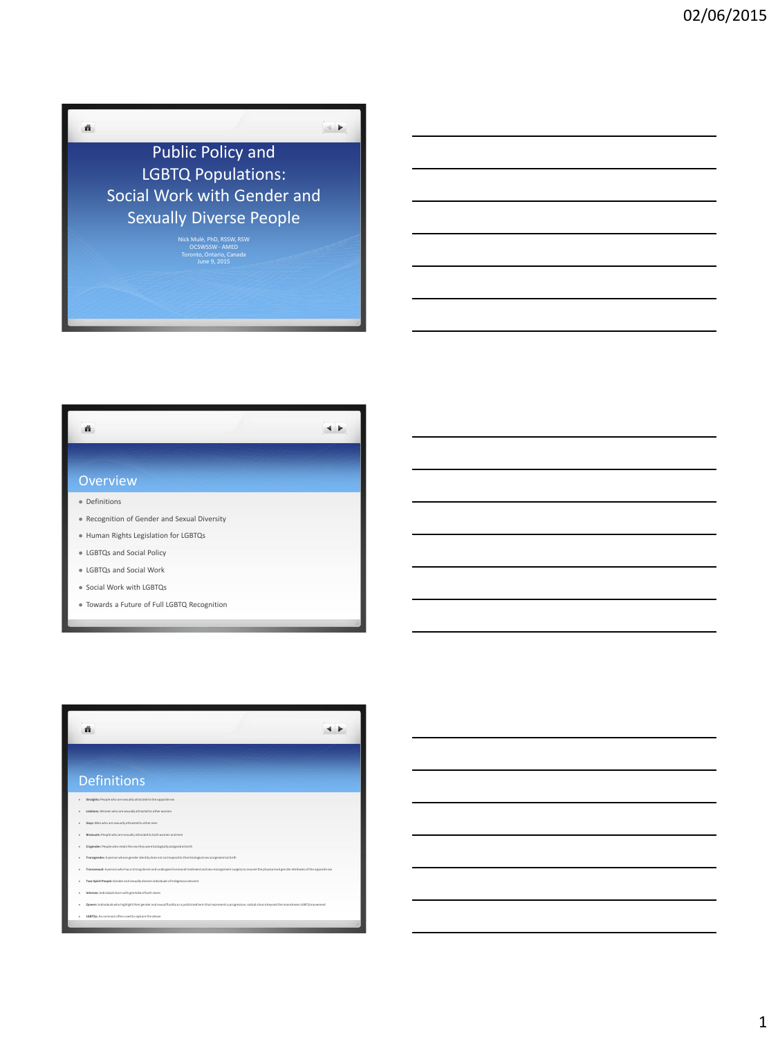# Public Policy and LGBTQ Populations: Social Work with Gender and Sexually Diverse People

Nick Mulé, PhD, RSSW, RSW
OCSWSSW - AMED
Toronto, Ontario, Canada
June 9, 2015

## Overview

- Definitions
- Recognition of Gender and Sexual Diversity
- Human Rights Legislation for LGBTQs
- LGBTQs and Social Policy
- LGBTQs and Social Work
- Social Work with LGBTQs
- Towards a Future of Full LGBTQ Recognition

## Definitions

- **Straights:** People who are sexually attracted to the opposite sex
- **Lesbians:** Women who are sexually attracted to other women
- **Gays:** Men who are sexually attracted to other men
- **Bisexuals:** People who are sexually attracted to both women and men
- **Cisgender:** People who retain the sex they were biologically assigned at birth
- **Transgender:** A person whose gender identity does not correspond to their biological sex assignment at birth
- **Transsexual:** A person who has a strong desire and undergoes hormonal treatment and sex reassignment surgery to assume the physical and gender attributes of the opposite sex
- **Two-Spirit People:** Gender and sexually diverse individuals of Indigenous descent
- **Intersex:** Individuals born with genitalia of both sexes
- **Queers:** Individuals who highlight their gender and sexual fluidity or a politicized term that represents a progressive, radical stance beyond the mainstream LGBTQ movement
- **LGBTQs:** An acronym often used to capture the above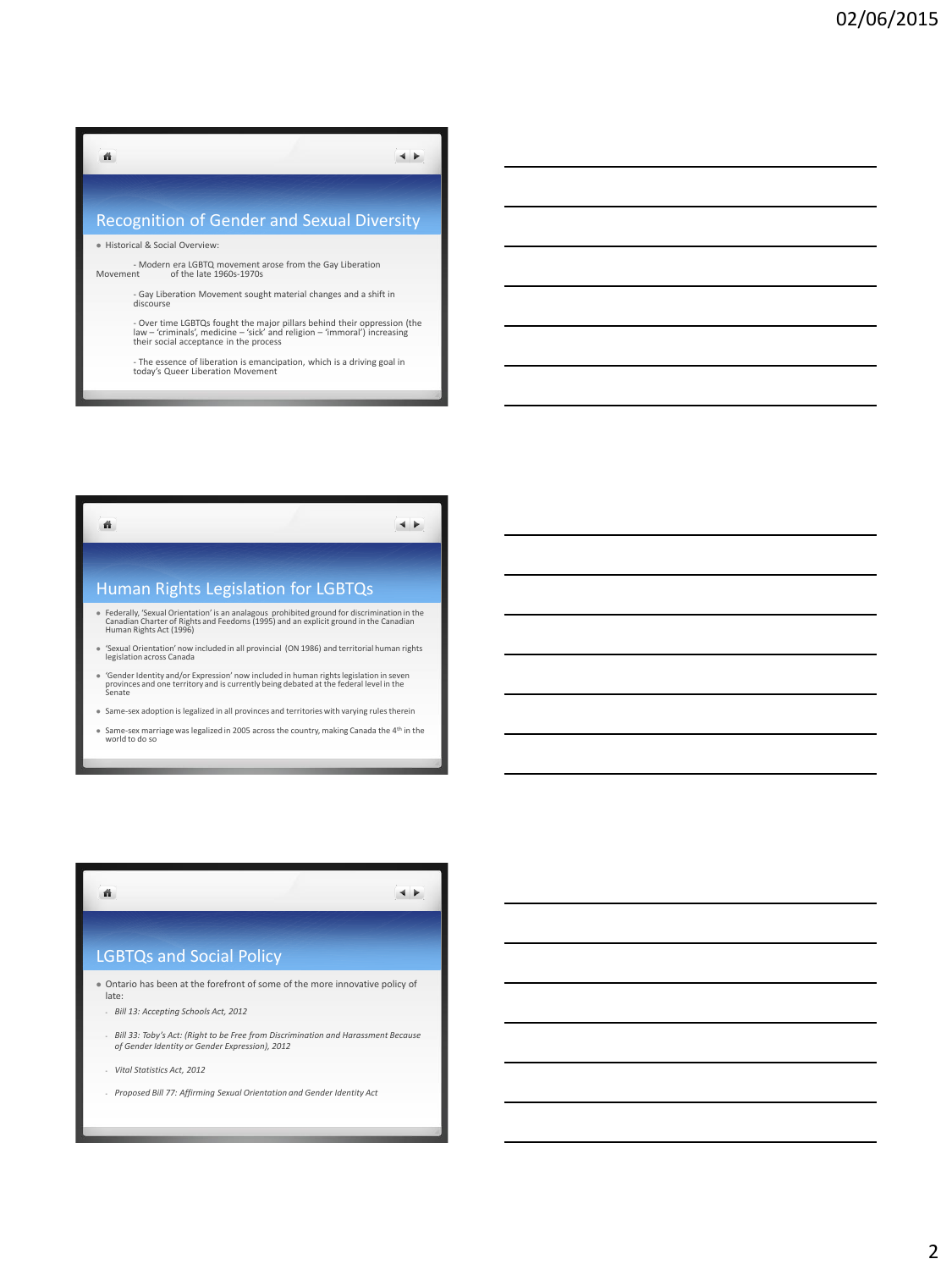## Recognition of Gender and Sexual Diversity

- Historical & Social Overview:

  - Modern era LGBTQ movement arose from the Gay Liberation Movement of the late 1960s-1970s

  - Gay Liberation Movement sought material changes and a shift in discourse

  - Over time LGBTQs fought the major pillars behind their oppression (the law – 'criminals', medicine – 'sick' and religion – 'immoral') increasing their social acceptance in the process

  - The essence of liberation is emancipation, which is a driving goal in today's Queer Liberation Movement

## Human Rights Legislation for LGBTQs

- Federally, 'Sexual Orientation' is an analagous prohibited ground for discrimination in the Canadian Charter of Rights and Feedoms (1995) and an explicit ground in the Canadian Human Rights Act (1996)
- 'Sexual Orientation' now included in all provincial (ON 1986) and territorial human rights legislation across Canada
- 'Gender Identity and/or Expression' now included in human rights legislation in seven provinces and one territory and is currently being debated at the federal level in the Senate
- Same-sex adoption is legalized in all provinces and territories with varying rules therein
- Same-sex marriage was legalized in 2005 across the country, making Canada the 4th in the world to do so

## LGBTQs and Social Policy

- Ontario has been at the forefront of some of the more innovative policy of late:
  - *Bill 13: Accepting Schools Act, 2012*
  - *Bill 33: Toby's Act: (Right to be Free from Discrimination and Harassment Because of Gender Identity or Gender Expression), 2012*
  - *Vital Statistics Act, 2012*
  - *Proposed Bill 77: Affirming Sexual Orientation and Gender Identity Act*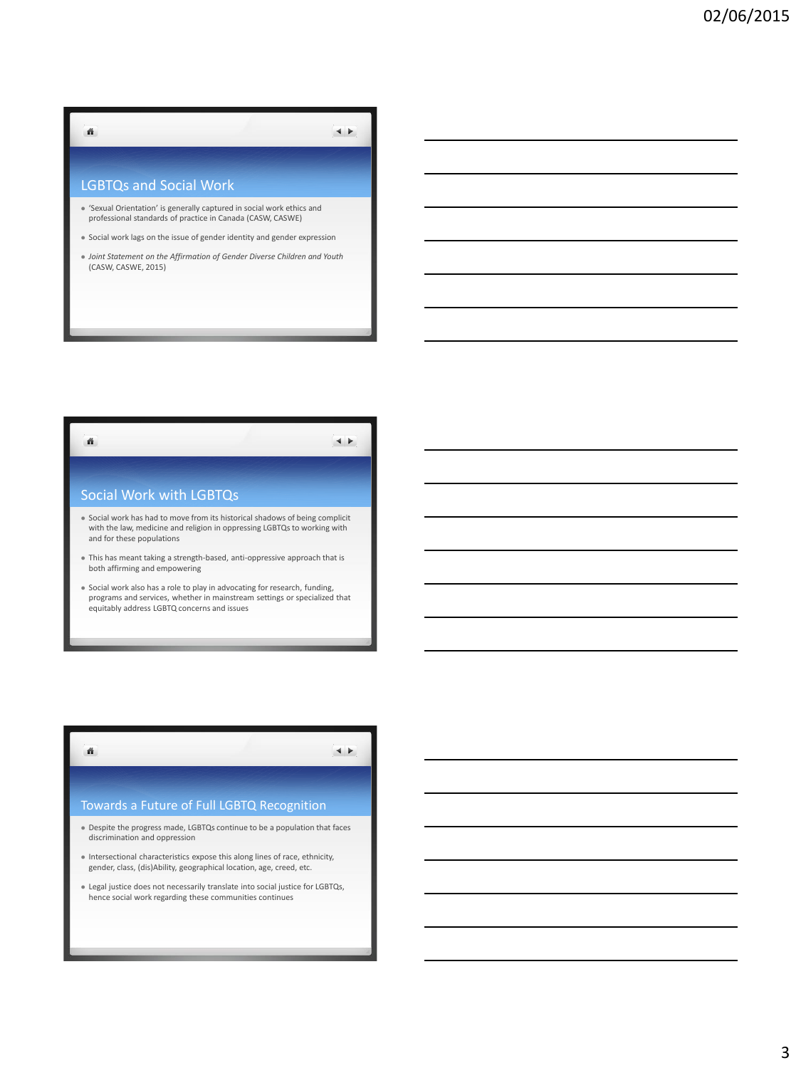## LGBTQs and Social Work

- 'Sexual Orientation' is generally captured in social work ethics and professional standards of practice in Canada (CASW, CASWE)
- Social work lags on the issue of gender identity and gender expression
- *Joint Statement on the Affirmation of Gender Diverse Children and Youth* (CASW, CASWE, 2015)

## Social Work with LGBTQs

- Social work has had to move from its historical shadows of being complicit with the law, medicine and religion in oppressing LGBTQs to working with and for these populations
- This has meant taking a strength-based, anti-oppressive approach that is both affirming and empowering
- Social work also has a role to play in advocating for research, funding, programs and services, whether in mainstream settings or specialized that equitably address LGBTQ concerns and issues

## Towards a Future of Full LGBTQ Recognition

- Despite the progress made, LGBTQs continue to be a population that faces discrimination and oppression
- Intersectional characteristics expose this along lines of race, ethnicity, gender, class, (dis)Ability, geographical location, age, creed, etc.
- Legal justice does not necessarily translate into social justice for LGBTQs, hence social work regarding these communities continues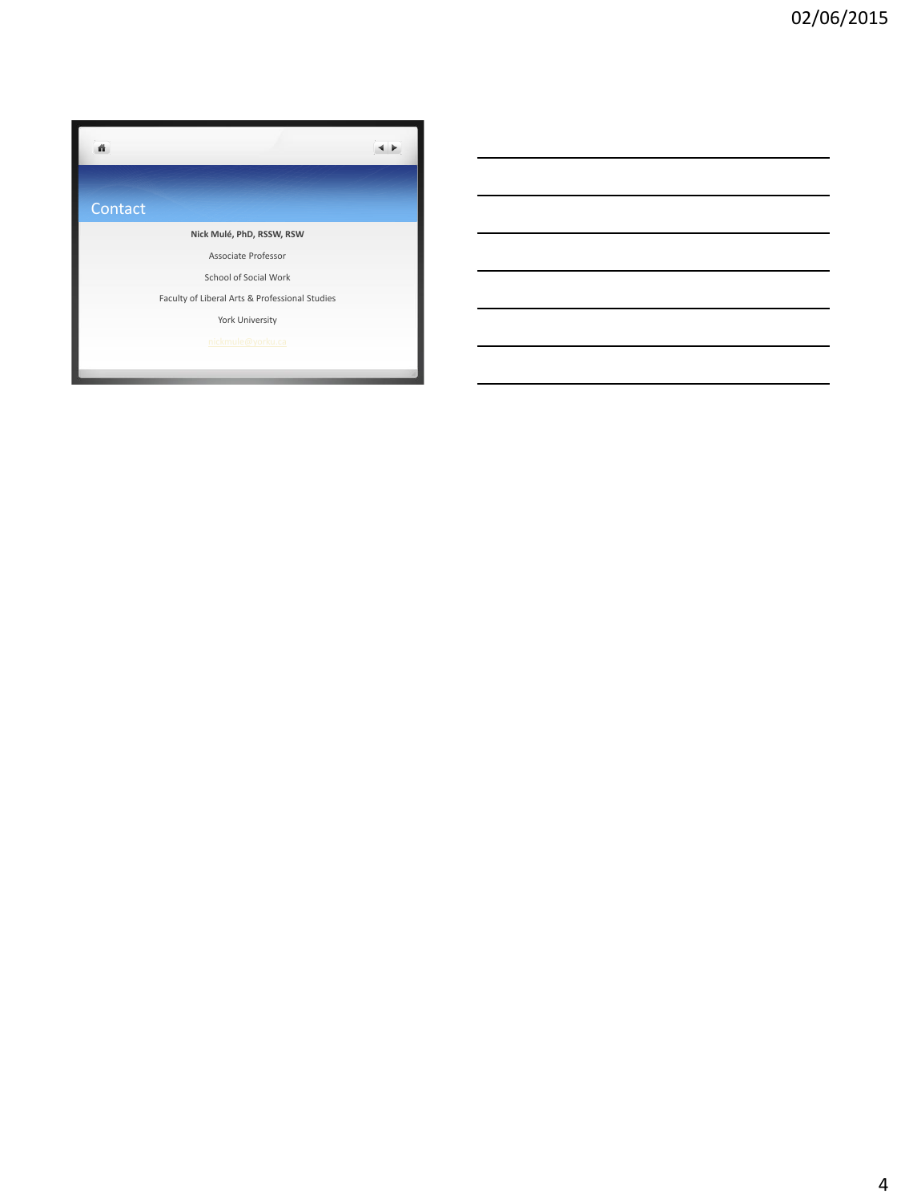## Contact

**Nick Mulé, PhD, RSSW, RSW**

Associate Professor

School of Social Work

Faculty of Liberal Arts & Professional Studies

York University

nickmule@yorku.ca